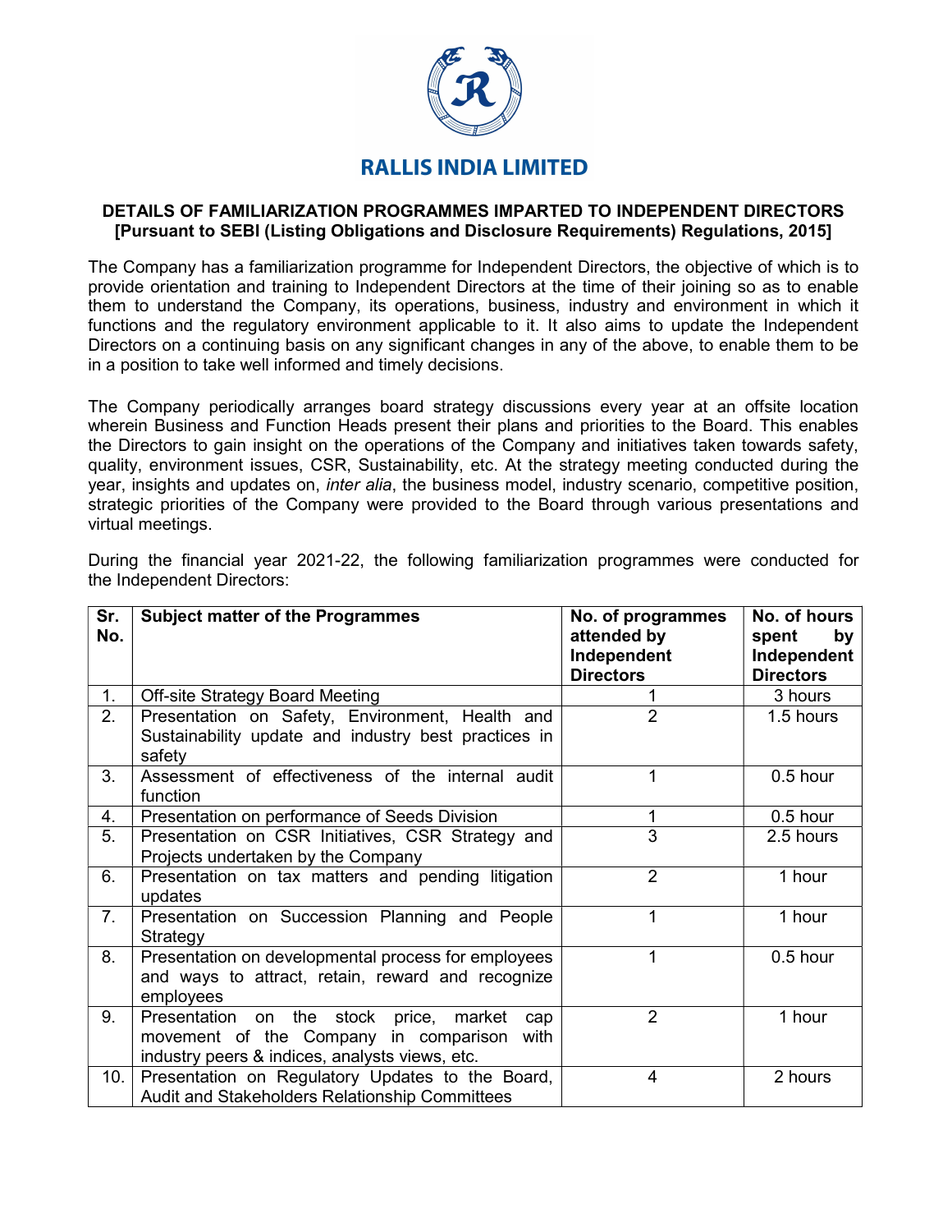# RALLIS INDIA LIMITED

**DETAILS OF FAMILIARIZATION PROGRAMMES IMPARTED TO INDEPENDENT DIRECTORS [Pursuant to SEBI (Listing Obligations and Disclosure Requirements) Regulations, 2015]**

The Company has a familiarization programme for Independent Directors, the objective of which is to provide orientation and training to Independent Directors at the time of their joining so as to enable them to understand the Company, its operations, business, industry and environment in which it functions and the regulatory environment applicable to it. It also aims to update the Independent Directors on a continuing basis on any significant changes in any of the above, to enable them to be in a position to take well informed and timely decisions.

The Company periodically arranges board strategy discussions every year at an offsite location wherein Business and Function Heads present their plans and priorities to the Board. This enables the Directors to gain insight on the operations of the Company and initiatives taken towards safety, quality, environment issues, CSR, Sustainability, etc. At the strategy meeting conducted during the year, insights and updates on, *inter alia*, the business model, industry scenario, competitive position, strategic priorities of the Company were provided to the Board through various presentations and virtual meetings.

During the financial year 2021-22, the following familiarization programmes were conducted for the Independent Directors:

| Sr. No. | Subject matter of the Programmes | No. of programmes attended by Independent Directors | No. of hours spent by Independent Directors |
|---|---|---|---|
| 1. | Off-site Strategy Board Meeting | 1 | 3 hours |
| 2. | Presentation on Safety, Environment, Health and Sustainability update and industry best practices in safety | 2 | 1.5 hours |
| 3. | Assessment of effectiveness of the internal audit function | 1 | 0.5 hour |
| 4. | Presentation on performance of Seeds Division | 1 | 0.5 hour |
| 5. | Presentation on CSR Initiatives, CSR Strategy and Projects undertaken by the Company | 3 | 2.5 hours |
| 6. | Presentation on tax matters and pending litigation updates | 2 | 1 hour |
| 7. | Presentation on Succession Planning and People Strategy | 1 | 1 hour |
| 8. | Presentation on developmental process for employees and ways to attract, retain, reward and recognize employees | 1 | 0.5 hour |
| 9. | Presentation on the stock price, market cap movement of the Company in comparison with industry peers & indices, analysts views, etc. | 2 | 1 hour |
| 10. | Presentation on Regulatory Updates to the Board, Audit and Stakeholders Relationship Committees | 4 | 2 hours |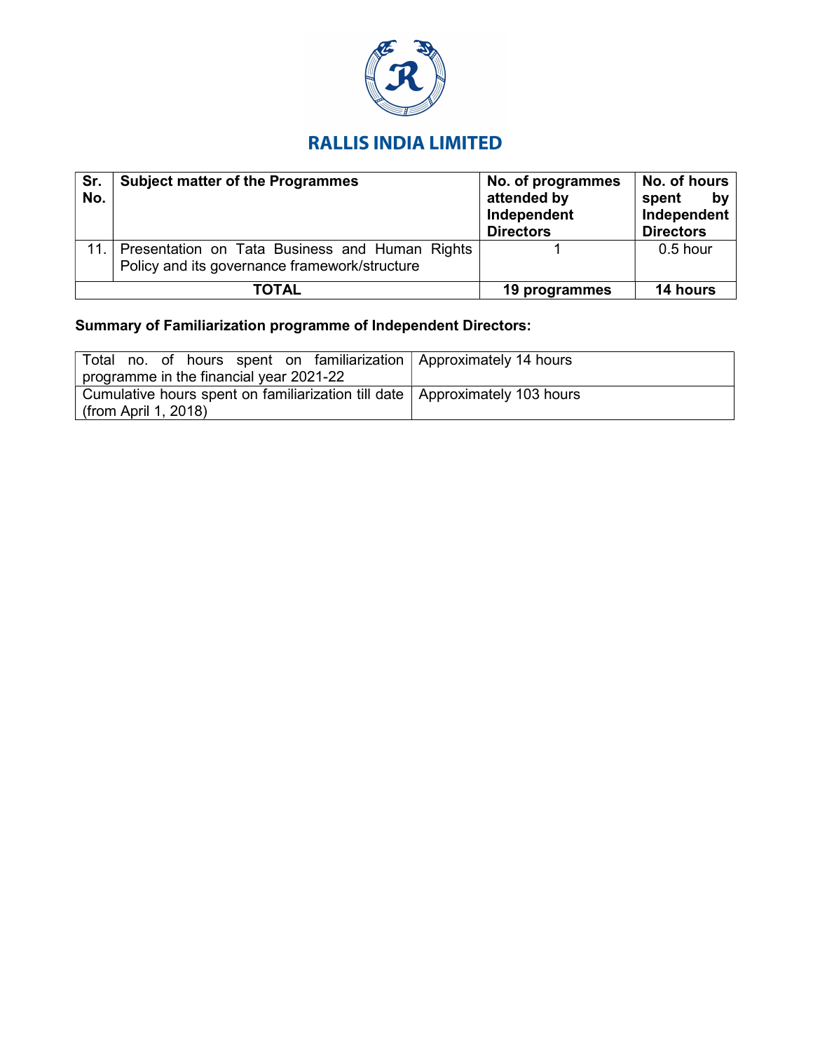**RALLIS INDIA LIMITED**

| Sr. No. | Subject matter of the Programmes | No. of programmes attended by Independent Directors | No. of hours spent by Independent Directors |
|---|---|---|---|
| 11. | Presentation on Tata Business and Human Rights Policy and its governance framework/structure | 1 | 0.5 hour |
| **TOTAL** | | **19 programmes** | **14 hours** |

**Summary of Familiarization programme of Independent Directors:**

| | |
|---|---|
| Total no. of hours spent on familiarization programme in the financial year 2021-22 | Approximately 14 hours |
| Cumulative hours spent on familiarization till date (from April 1, 2018) | Approximately 103 hours |